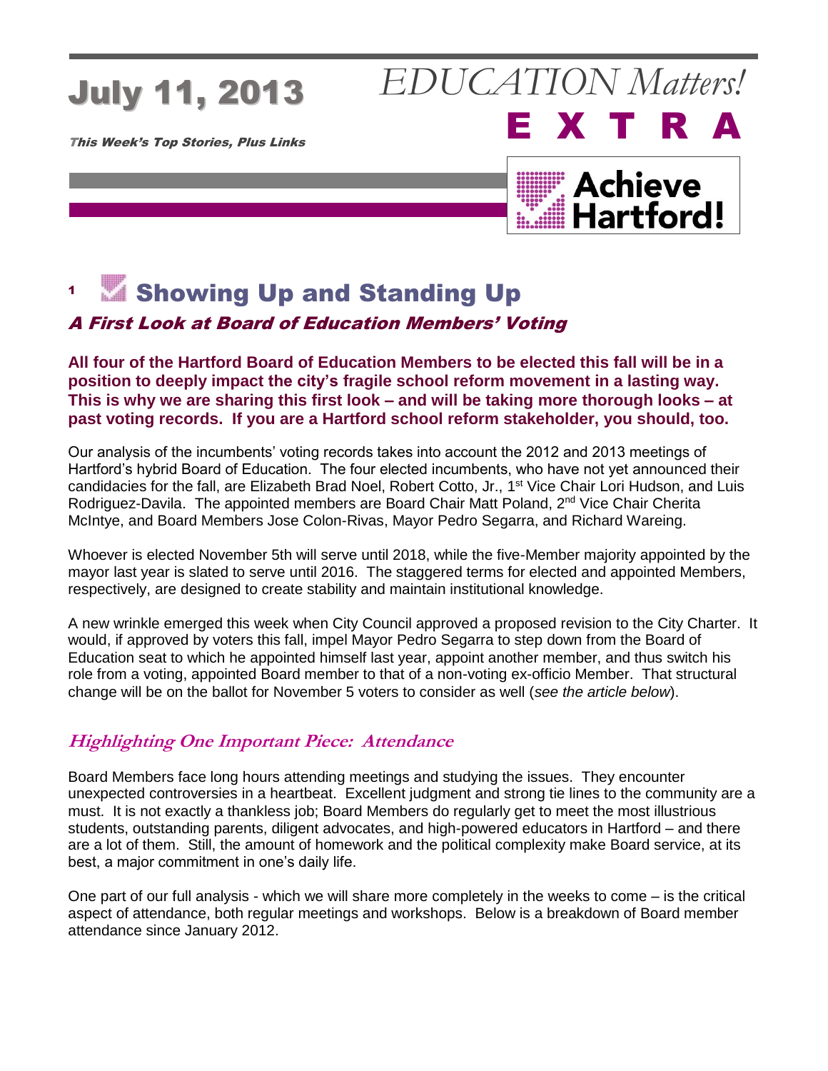# July 11, 2013

**This Week's Top Stories, Plus Links**

# *EDUCATION Matters!* EXTRA

Achieve Hartford!

## 1 Showing Up and Standing Up

### *A First Look at Board of Education Members' Voting*

**All four of the Hartford Board of Education Members to be elected this fall will be in a position to deeply impact the city's fragile school reform movement in a lasting way. This is why we are sharing this first look – and will be taking more thorough looks – at past voting records. If you are a Hartford school reform stakeholder, you should, too.**

Our analysis of the incumbents' voting records takes into account the 2012 and 2013 meetings of Hartford's hybrid Board of Education. The four elected incumbents, who have not yet announced their candidacies for the fall, are Elizabeth Brad Noel, Robert Cotto, Jr., 1st Vice Chair Lori Hudson, and Luis Rodriguez-Davila. The appointed members are Board Chair Matt Poland, 2nd Vice Chair Cherita McIntye, and Board Members Jose Colon-Rivas, Mayor Pedro Segarra, and Richard Wareing.

Whoever is elected November 5th will serve until 2018, while the five-Member majority appointed by the mayor last year is slated to serve until 2016. The staggered terms for elected and appointed Members, respectively, are designed to create stability and maintain institutional knowledge.

A new wrinkle emerged this week when City Council approved a proposed revision to the City Charter. It would, if approved by voters this fall, impel Mayor Pedro Segarra to step down from the Board of Education seat to which he appointed himself last year, appoint another member, and thus switch his role from a voting, appointed Board member to that of a non-voting ex-officio Member. That structural change will be on the ballot for November 5 voters to consider as well (*see the article below*).

### *Highlighting One Important Piece: Attendance*

Board Members face long hours attending meetings and studying the issues. They encounter unexpected controversies in a heartbeat. Excellent judgment and strong tie lines to the community are a must. It is not exactly a thankless job; Board Members do regularly get to meet the most illustrious students, outstanding parents, diligent advocates, and high-powered educators in Hartford – and there are a lot of them. Still, the amount of homework and the political complexity make Board service, at its best, a major commitment in one's daily life.

One part of our full analysis - which we will share more completely in the weeks to come – is the critical aspect of attendance, both regular meetings and workshops. Below is a breakdown of Board member attendance since January 2012.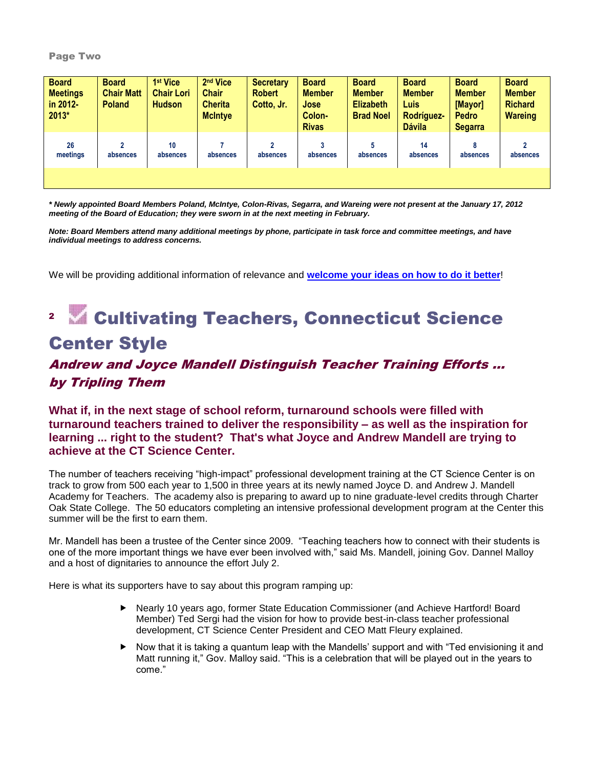Page Two

| Board Meetings in 2012-2013* | Board Chair Matt Poland | 1st Vice Chair Lori Hudson | 2nd Vice Chair Cherita McIntye | Secretary Robert Cotto, Jr. | Board Member Jose Colon-Rivas | Board Member Elizabeth Brad Noel | Board Member Luis Rodríguez-Dávila | Board Member [Mayor] Pedro Segarra | Board Member Richard Wareing |
|---|---|---|---|---|---|---|---|---|---|
| 26 meetings | 2 absences | 10 absences | 7 absences | 2 absences | 3 absences | 5 absences | 14 absences | 8 absences | 2 absences |

***\* Newly appointed Board Members Poland, McIntye, Colon-Rivas, Segarra, and Wareing were not present at the January 17, 2012 meeting of the Board of Education; they were sworn in at the next meeting in February.***

***Note: Board Members attend many additional meetings by phone, participate in task force and committee meetings, and have individual meetings to address concerns.***

We will be providing additional information of relevance and **welcome your ideas on how to do it better**!

# 2 Cultivating Teachers, Connecticut Science Center Style

## *Andrew and Joyce Mandell Distinguish Teacher Training Efforts ... by Tripling Them*

### What if, in the next stage of school reform, turnaround schools were filled with turnaround teachers trained to deliver the responsibility – as well as the inspiration for learning ... right to the student? That's what Joyce and Andrew Mandell are trying to achieve at the CT Science Center.

The number of teachers receiving "high-impact" professional development training at the CT Science Center is on track to grow from 500 each year to 1,500 in three years at its newly named Joyce D. and Andrew J. Mandell Academy for Teachers. The academy also is preparing to award up to nine graduate-level credits through Charter Oak State College. The 50 educators completing an intensive professional development program at the Center this summer will be the first to earn them.

Mr. Mandell has been a trustee of the Center since 2009. "Teaching teachers how to connect with their students is one of the more important things we have ever been involved with," said Ms. Mandell, joining Gov. Dannel Malloy and a host of dignitaries to announce the effort July 2.

Here is what its supporters have to say about this program ramping up:

- Nearly 10 years ago, former State Education Commissioner (and Achieve Hartford! Board Member) Ted Sergi had the vision for how to provide best-in-class teacher professional development, CT Science Center President and CEO Matt Fleury explained.
- Now that it is taking a quantum leap with the Mandells' support and with "Ted envisioning it and Matt running it," Gov. Malloy said. "This is a celebration that will be played out in the years to come."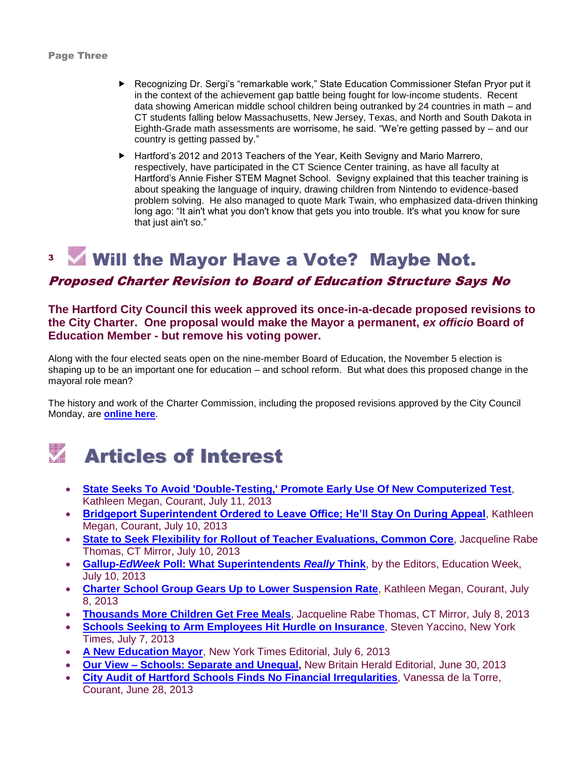- Recognizing Dr. Sergi's "remarkable work," State Education Commissioner Stefan Pryor put it in the context of the achievement gap battle being fought for low-income students. Recent data showing American middle school children being outranked by 24 countries in math – and CT students falling below Massachusetts, New Jersey, Texas, and North and South Dakota in Eighth-Grade math assessments are worrisome, he said. "We're getting passed by – and our country is getting passed by."
- Hartford's 2012 and 2013 Teachers of the Year, Keith Sevigny and Mario Marrero, respectively, have participated in the CT Science Center training, as have all faculty at Hartford's Annie Fisher STEM Magnet School. Sevigny explained that this teacher training is about speaking the language of inquiry, drawing children from Nintendo to evidence-based problem solving. He also managed to quote Mark Twain, who emphasized data-driven thinking long ago: "It ain't what you don't know that gets you into trouble. It's what you know for sure that just ain't so."

# 3 Will the Mayor Have a Vote? Maybe Not.

## *Proposed Charter Revision to Board of Education Structure Says No*

**The Hartford City Council this week approved its once-in-a-decade proposed revisions to the City Charter. One proposal would make the Mayor a permanent, *ex officio* Board of Education Member - but remove his voting power.**

Along with the four elected seats open on the nine-member Board of Education, the November 5 election is shaping up to be an important one for education – and school reform. But what does this proposed change in the mayoral role mean?

The history and work of the Charter Commission, including the proposed revisions approved by the City Council Monday, are **online here**.

# Articles of Interest

- **State Seeks To Avoid 'Double-Testing,' Promote Early Use Of New Computerized Test**, Kathleen Megan, Courant, July 11, 2013
- **Bridgeport Superintendent Ordered to Leave Office; He'll Stay On During Appeal**, Kathleen Megan, Courant, July 10, 2013
- **State to Seek Flexibility for Rollout of Teacher Evaluations, Common Core**, Jacqueline Rabe Thomas, CT Mirror, July 10, 2013
- **Gallup-*EdWeek* Poll: What Superintendents *Really* Think**, by the Editors, Education Week, July 10, 2013
- **Charter School Group Gears Up to Lower Suspension Rate**, Kathleen Megan, Courant, July 8, 2013
- **Thousands More Children Get Free Meals**, Jacqueline Rabe Thomas, CT Mirror, July 8, 2013
- **Schools Seeking to Arm Employees Hit Hurdle on Insurance**, Steven Yaccino, New York Times, July 7, 2013
- **A New Education Mayor**, New York Times Editorial, July 6, 2013
- **Our View – Schools: Separate and Unequal,** New Britain Herald Editorial, June 30, 2013
- **City Audit of Hartford Schools Finds No Financial Irregularities**, Vanessa de la Torre, Courant, June 28, 2013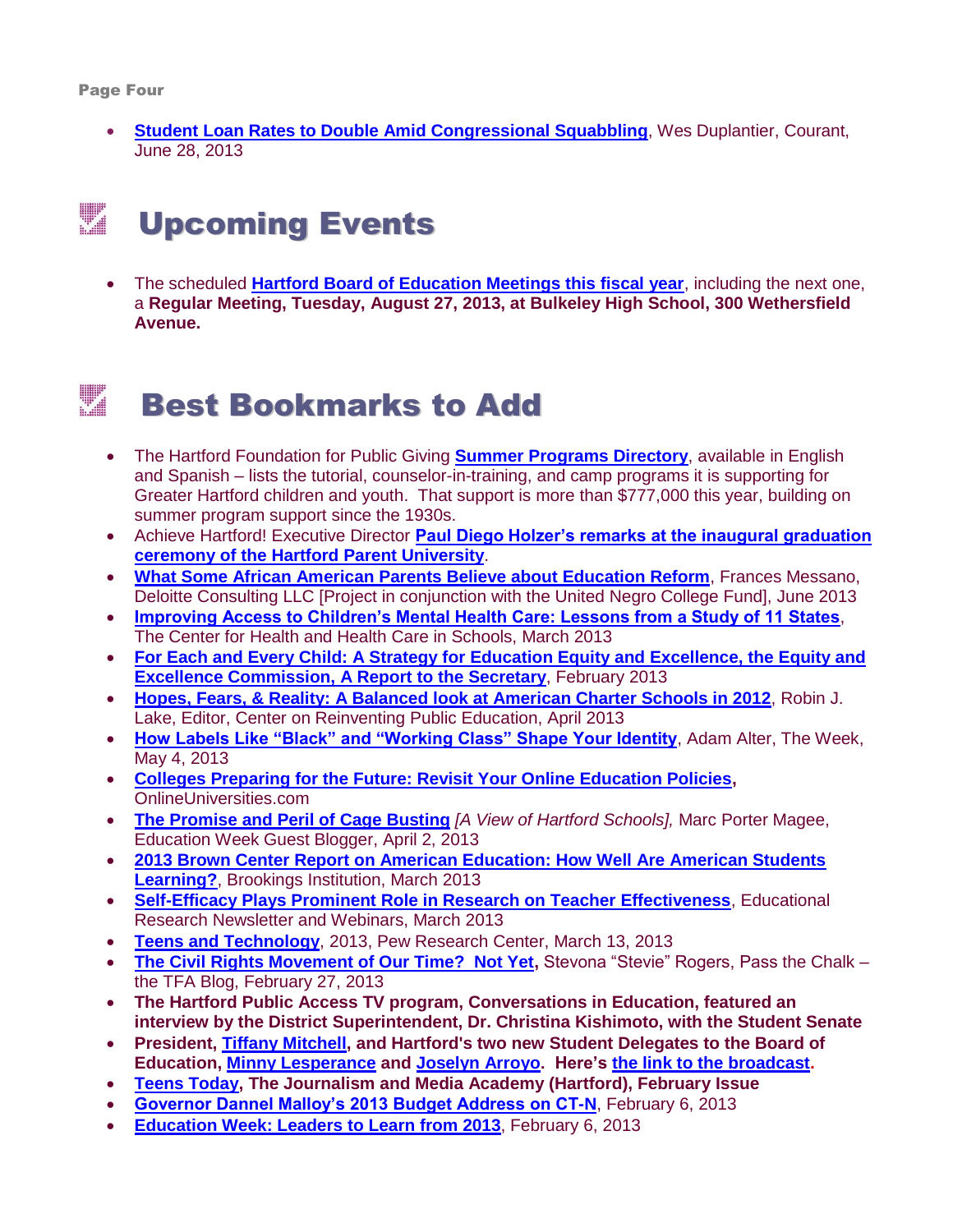- **Student Loan Rates to Double Amid Congressional Squabbling**, Wes Duplantier, Courant, June 28, 2013

## Upcoming Events

- The scheduled **Hartford Board of Education Meetings this fiscal year**, including the next one, a **Regular Meeting, Tuesday, August 27, 2013, at Bulkeley High School, 300 Wethersfield Avenue.**

## Best Bookmarks to Add

- The Hartford Foundation for Public Giving **Summer Programs Directory**, available in English and Spanish – lists the tutorial, counselor-in-training, and camp programs it is supporting for Greater Hartford children and youth. That support is more than $777,000 this year, building on summer program support since the 1930s.
- Achieve Hartford! Executive Director **Paul Diego Holzer's remarks at the inaugural graduation ceremony of the Hartford Parent University**.
- **What Some African American Parents Believe about Education Reform**, Frances Messano, Deloitte Consulting LLC [Project in conjunction with the United Negro College Fund], June 2013
- **Improving Access to Children's Mental Health Care: Lessons from a Study of 11 States**, The Center for Health and Health Care in Schools, March 2013
- **For Each and Every Child: A Strategy for Education Equity and Excellence, the Equity and Excellence Commission, A Report to the Secretary**, February 2013
- **Hopes, Fears, & Reality: A Balanced look at American Charter Schools in 2012**, Robin J. Lake, Editor, Center on Reinventing Public Education, April 2013
- **How Labels Like "Black" and "Working Class" Shape Your Identity**, Adam Alter, The Week, May 4, 2013
- **Colleges Preparing for the Future: Revisit Your Online Education Policies,** OnlineUniversities.com
- **The Promise and Peril of Cage Busting** *[A View of Hartford Schools],* Marc Porter Magee, Education Week Guest Blogger, April 2, 2013
- **2013 Brown Center Report on American Education: How Well Are American Students Learning?**, Brookings Institution, March 2013
- **Self-Efficacy Plays Prominent Role in Research on Teacher Effectiveness**, Educational Research Newsletter and Webinars, March 2013
- **Teens and Technology**, 2013, Pew Research Center, March 13, 2013
- **The Civil Rights Movement of Our Time? Not Yet,** Stevona "Stevie" Rogers, Pass the Chalk – the TFA Blog, February 27, 2013
- **The Hartford Public Access TV program, Conversations in Education, featured an interview by the District Superintendent, Dr. Christina Kishimoto, with the Student Senate**
- **President, Tiffany Mitchell, and Hartford's two new Student Delegates to the Board of Education, Minny Lesperance and Joselyn Arroyo. Here's the link to the broadcast.**
- **Teens Today, The Journalism and Media Academy (Hartford), February Issue**
- **Governor Dannel Malloy's 2013 Budget Address on CT-N**, February 6, 2013
- **Education Week: Leaders to Learn from 2013**, February 6, 2013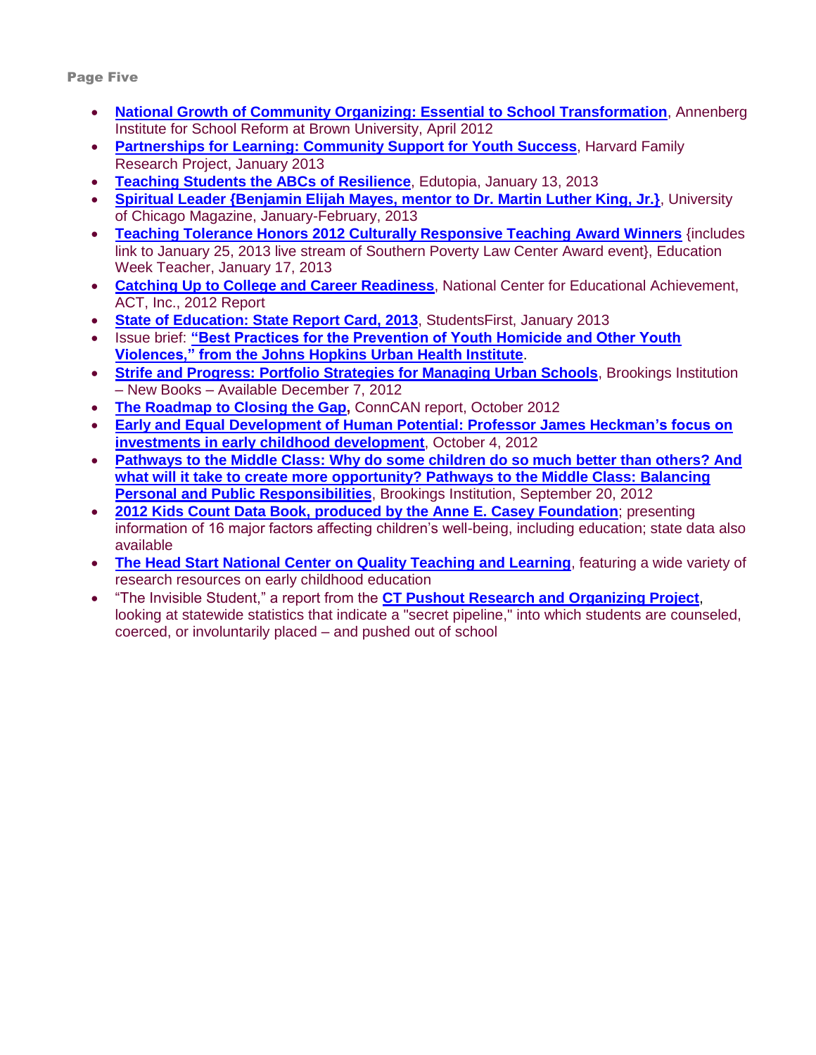Page Five

- **National Growth of Community Organizing: Essential to School Transformation**, Annenberg Institute for School Reform at Brown University, April 2012
- **Partnerships for Learning: Community Support for Youth Success**, Harvard Family Research Project, January 2013
- **Teaching Students the ABCs of Resilience**, Edutopia, January 13, 2013
- **Spiritual Leader {Benjamin Elijah Mayes, mentor to Dr. Martin Luther King, Jr.}**, University of Chicago Magazine, January-February, 2013
- **Teaching Tolerance Honors 2012 Culturally Responsive Teaching Award Winners** {includes link to January 25, 2013 live stream of Southern Poverty Law Center Award event}, Education Week Teacher, January 17, 2013
- **Catching Up to College and Career Readiness**, National Center for Educational Achievement, ACT, Inc., 2012 Report
- **State of Education: State Report Card, 2013**, StudentsFirst, January 2013
- Issue brief: **"Best Practices for the Prevention of Youth Homicide and Other Youth Violences," from the Johns Hopkins Urban Health Institute**.
- **Strife and Progress: Portfolio Strategies for Managing Urban Schools**, Brookings Institution – New Books – Available December 7, 2012
- **The Roadmap to Closing the Gap,** ConnCAN report, October 2012
- **Early and Equal Development of Human Potential: Professor James Heckman's focus on investments in early childhood development**, October 4, 2012
- **Pathways to the Middle Class: Why do some children do so much better than others? And what will it take to create more opportunity? Pathways to the Middle Class: Balancing Personal and Public Responsibilities**, Brookings Institution, September 20, 2012
- **2012 Kids Count Data Book, produced by the Anne E. Casey Foundation**; presenting information of 16 major factors affecting children's well-being, including education; state data also available
- **The Head Start National Center on Quality Teaching and Learning**, featuring a wide variety of research resources on early childhood education
- "The Invisible Student," a report from the **CT Pushout Research and Organizing Project**, looking at statewide statistics that indicate a "secret pipeline," into which students are counseled, coerced, or involuntarily placed – and pushed out of school